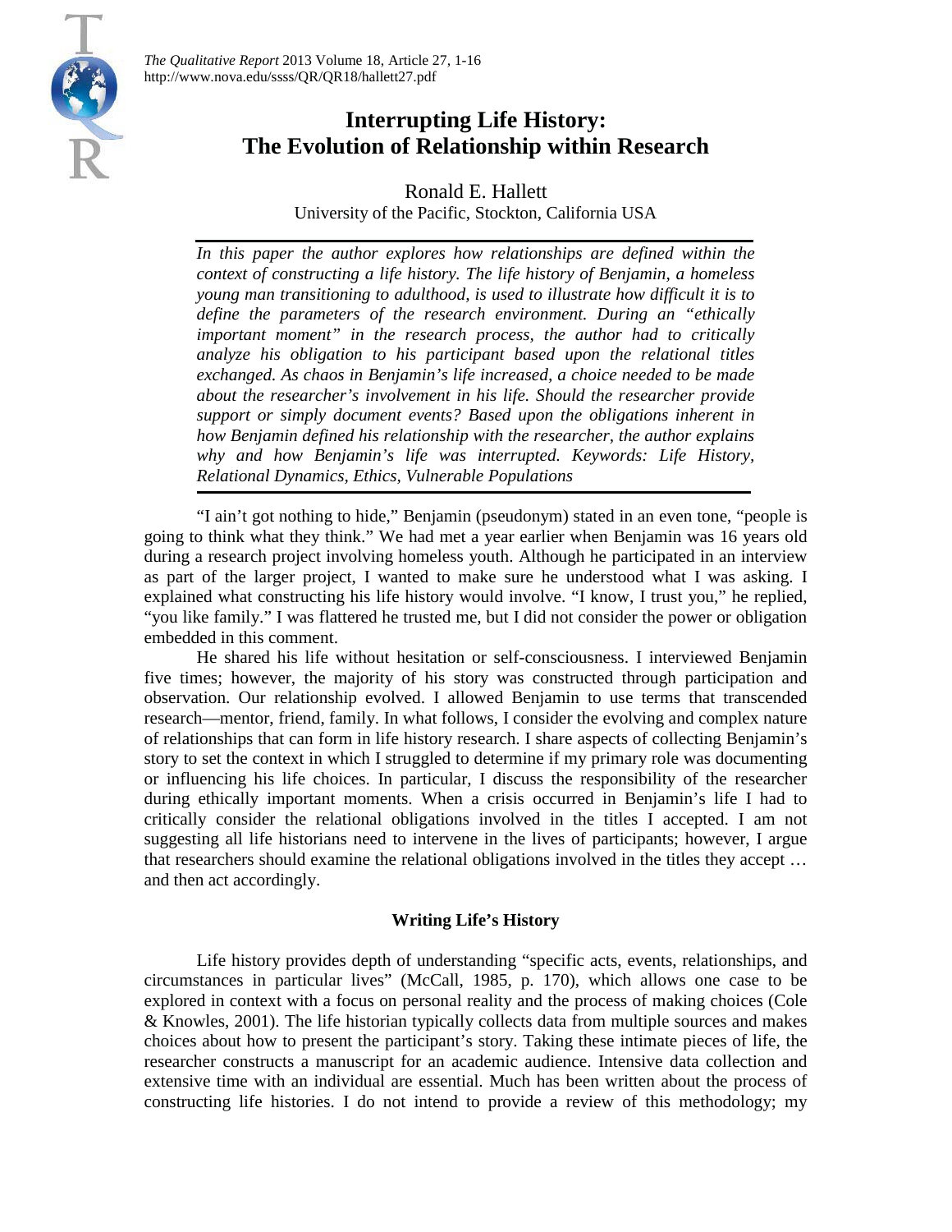# Interrupting Life History: The Evolution of Relationship within Research

Ronald E. Hallett
University of the Pacific, Stockton, California USA

*In this paper the author explores how relationships are defined within the context of constructing a life history. The life history of Benjamin, a homeless young man transitioning to adulthood, is used to illustrate how difficult it is to define the parameters of the research environment. During an "ethically important moment" in the research process, the author had to critically analyze his obligation to his participant based upon the relational titles exchanged. As chaos in Benjamin's life increased, a choice needed to be made about the researcher's involvement in his life. Should the researcher provide support or simply document events? Based upon the obligations inherent in how Benjamin defined his relationship with the researcher, the author explains why and how Benjamin's life was interrupted. Keywords: Life History, Relational Dynamics, Ethics, Vulnerable Populations*

"I ain't got nothing to hide," Benjamin (pseudonym) stated in an even tone, "people is going to think what they think." We had met a year earlier when Benjamin was 16 years old during a research project involving homeless youth. Although he participated in an interview as part of the larger project, I wanted to make sure he understood what I was asking. I explained what constructing his life history would involve. "I know, I trust you," he replied, "you like family." I was flattered he trusted me, but I did not consider the power or obligation embedded in this comment.

He shared his life without hesitation or self-consciousness. I interviewed Benjamin five times; however, the majority of his story was constructed through participation and observation. Our relationship evolved. I allowed Benjamin to use terms that transcended research—mentor, friend, family. In what follows, I consider the evolving and complex nature of relationships that can form in life history research. I share aspects of collecting Benjamin's story to set the context in which I struggled to determine if my primary role was documenting or influencing his life choices. In particular, I discuss the responsibility of the researcher during ethically important moments. When a crisis occurred in Benjamin's life I had to critically consider the relational obligations involved in the titles I accepted. I am not suggesting all life historians need to intervene in the lives of participants; however, I argue that researchers should examine the relational obligations involved in the titles they accept … and then act accordingly.

## Writing Life's History

Life history provides depth of understanding "specific acts, events, relationships, and circumstances in particular lives" (McCall, 1985, p. 170), which allows one case to be explored in context with a focus on personal reality and the process of making choices (Cole & Knowles, 2001). The life historian typically collects data from multiple sources and makes choices about how to present the participant's story. Taking these intimate pieces of life, the researcher constructs a manuscript for an academic audience. Intensive data collection and extensive time with an individual are essential. Much has been written about the process of constructing life histories. I do not intend to provide a review of this methodology; my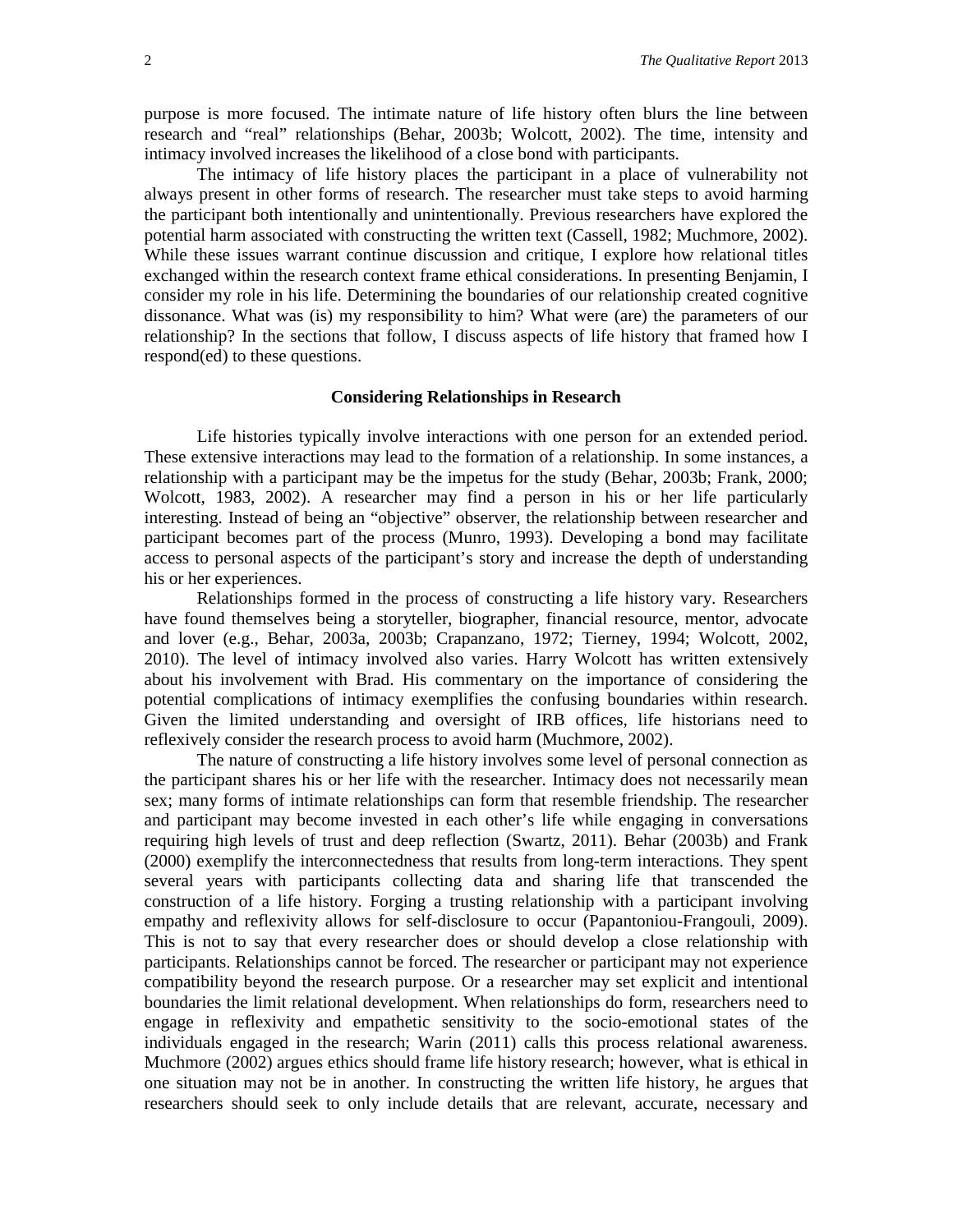purpose is more focused. The intimate nature of life history often blurs the line between research and "real" relationships (Behar, 2003b; Wolcott, 2002). The time, intensity and intimacy involved increases the likelihood of a close bond with participants.

The intimacy of life history places the participant in a place of vulnerability not always present in other forms of research. The researcher must take steps to avoid harming the participant both intentionally and unintentionally. Previous researchers have explored the potential harm associated with constructing the written text (Cassell, 1982; Muchmore, 2002). While these issues warrant continue discussion and critique, I explore how relational titles exchanged within the research context frame ethical considerations. In presenting Benjamin, I consider my role in his life. Determining the boundaries of our relationship created cognitive dissonance. What was (is) my responsibility to him? What were (are) the parameters of our relationship? In the sections that follow, I discuss aspects of life history that framed how I respond(ed) to these questions.

## Considering Relationships in Research

Life histories typically involve interactions with one person for an extended period. These extensive interactions may lead to the formation of a relationship. In some instances, a relationship with a participant may be the impetus for the study (Behar, 2003b; Frank, 2000; Wolcott, 1983, 2002). A researcher may find a person in his or her life particularly interesting. Instead of being an "objective" observer, the relationship between researcher and participant becomes part of the process (Munro, 1993). Developing a bond may facilitate access to personal aspects of the participant's story and increase the depth of understanding his or her experiences.

Relationships formed in the process of constructing a life history vary. Researchers have found themselves being a storyteller, biographer, financial resource, mentor, advocate and lover (e.g., Behar, 2003a, 2003b; Crapanzano, 1972; Tierney, 1994; Wolcott, 2002, 2010). The level of intimacy involved also varies. Harry Wolcott has written extensively about his involvement with Brad. His commentary on the importance of considering the potential complications of intimacy exemplifies the confusing boundaries within research. Given the limited understanding and oversight of IRB offices, life historians need to reflexively consider the research process to avoid harm (Muchmore, 2002).

The nature of constructing a life history involves some level of personal connection as the participant shares his or her life with the researcher. Intimacy does not necessarily mean sex; many forms of intimate relationships can form that resemble friendship. The researcher and participant may become invested in each other's life while engaging in conversations requiring high levels of trust and deep reflection (Swartz, 2011). Behar (2003b) and Frank (2000) exemplify the interconnectedness that results from long-term interactions. They spent several years with participants collecting data and sharing life that transcended the construction of a life history. Forging a trusting relationship with a participant involving empathy and reflexivity allows for self-disclosure to occur (Papantoniou-Frangouli, 2009). This is not to say that every researcher does or should develop a close relationship with participants. Relationships cannot be forced. The researcher or participant may not experience compatibility beyond the research purpose. Or a researcher may set explicit and intentional boundaries the limit relational development. When relationships do form, researchers need to engage in reflexivity and empathetic sensitivity to the socio-emotional states of the individuals engaged in the research; Warin (2011) calls this process relational awareness. Muchmore (2002) argues ethics should frame life history research; however, what is ethical in one situation may not be in another. In constructing the written life history, he argues that researchers should seek to only include details that are relevant, accurate, necessary and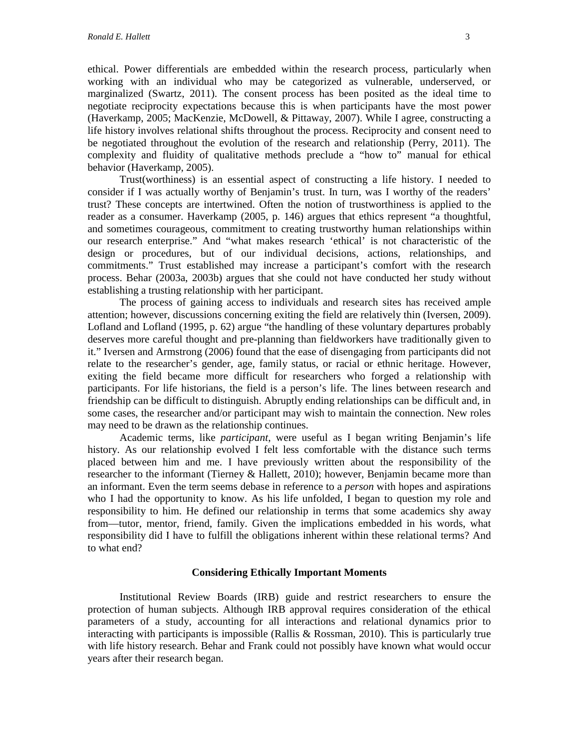ethical. Power differentials are embedded within the research process, particularly when working with an individual who may be categorized as vulnerable, underserved, or marginalized (Swartz, 2011). The consent process has been posited as the ideal time to negotiate reciprocity expectations because this is when participants have the most power (Haverkamp, 2005; MacKenzie, McDowell, & Pittaway, 2007). While I agree, constructing a life history involves relational shifts throughout the process. Reciprocity and consent need to be negotiated throughout the evolution of the research and relationship (Perry, 2011). The complexity and fluidity of qualitative methods preclude a "how to" manual for ethical behavior (Haverkamp, 2005).

Trust(worthiness) is an essential aspect of constructing a life history. I needed to consider if I was actually worthy of Benjamin's trust. In turn, was I worthy of the readers' trust? These concepts are intertwined. Often the notion of trustworthiness is applied to the reader as a consumer. Haverkamp (2005, p. 146) argues that ethics represent "a thoughtful, and sometimes courageous, commitment to creating trustworthy human relationships within our research enterprise." And "what makes research 'ethical' is not characteristic of the design or procedures, but of our individual decisions, actions, relationships, and commitments." Trust established may increase a participant's comfort with the research process. Behar (2003a, 2003b) argues that she could not have conducted her study without establishing a trusting relationship with her participant.

The process of gaining access to individuals and research sites has received ample attention; however, discussions concerning exiting the field are relatively thin (Iversen, 2009). Lofland and Lofland (1995, p. 62) argue "the handling of these voluntary departures probably deserves more careful thought and pre-planning than fieldworkers have traditionally given to it." Iversen and Armstrong (2006) found that the ease of disengaging from participants did not relate to the researcher's gender, age, family status, or racial or ethnic heritage. However, exiting the field became more difficult for researchers who forged a relationship with participants. For life historians, the field is a person's life. The lines between research and friendship can be difficult to distinguish. Abruptly ending relationships can be difficult and, in some cases, the researcher and/or participant may wish to maintain the connection. New roles may need to be drawn as the relationship continues.

Academic terms, like *participant*, were useful as I began writing Benjamin's life history. As our relationship evolved I felt less comfortable with the distance such terms placed between him and me. I have previously written about the responsibility of the researcher to the informant (Tierney & Hallett, 2010); however, Benjamin became more than an informant. Even the term seems debase in reference to a *person* with hopes and aspirations who I had the opportunity to know. As his life unfolded, I began to question my role and responsibility to him. He defined our relationship in terms that some academics shy away from—tutor, mentor, friend, family. Given the implications embedded in his words, what responsibility did I have to fulfill the obligations inherent within these relational terms? And to what end?

## Considering Ethically Important Moments

Institutional Review Boards (IRB) guide and restrict researchers to ensure the protection of human subjects. Although IRB approval requires consideration of the ethical parameters of a study, accounting for all interactions and relational dynamics prior to interacting with participants is impossible (Rallis & Rossman, 2010). This is particularly true with life history research. Behar and Frank could not possibly have known what would occur years after their research began.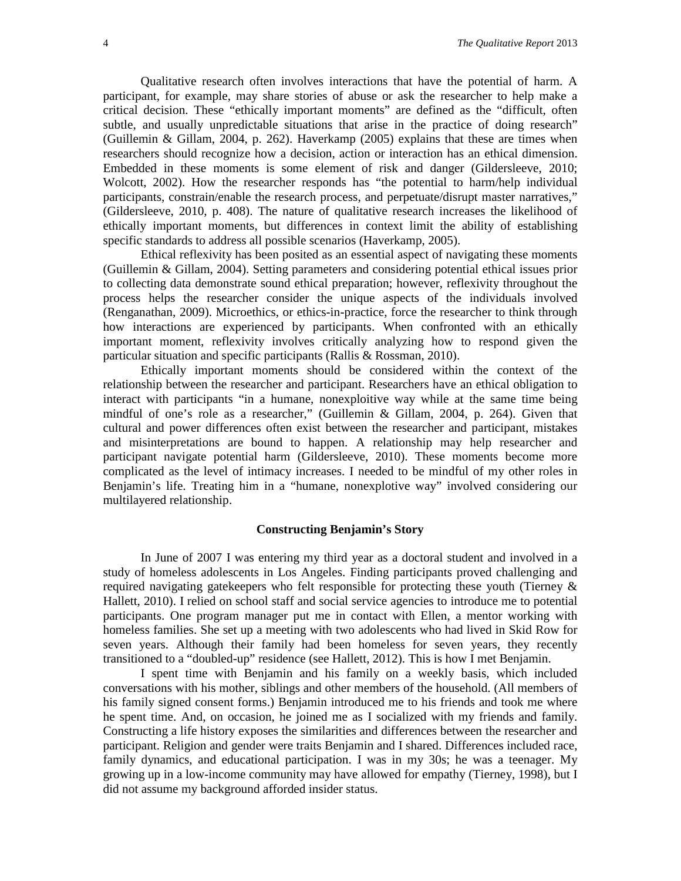Qualitative research often involves interactions that have the potential of harm. A participant, for example, may share stories of abuse or ask the researcher to help make a critical decision. These "ethically important moments" are defined as the "difficult, often subtle, and usually unpredictable situations that arise in the practice of doing research" (Guillemin & Gillam, 2004, p. 262). Haverkamp (2005) explains that these are times when researchers should recognize how a decision, action or interaction has an ethical dimension. Embedded in these moments is some element of risk and danger (Gildersleeve, 2010; Wolcott, 2002). How the researcher responds has "the potential to harm/help individual participants, constrain/enable the research process, and perpetuate/disrupt master narratives," (Gildersleeve, 2010, p. 408). The nature of qualitative research increases the likelihood of ethically important moments, but differences in context limit the ability of establishing specific standards to address all possible scenarios (Haverkamp, 2005).

Ethical reflexivity has been posited as an essential aspect of navigating these moments (Guillemin & Gillam, 2004). Setting parameters and considering potential ethical issues prior to collecting data demonstrate sound ethical preparation; however, reflexivity throughout the process helps the researcher consider the unique aspects of the individuals involved (Renganathan, 2009). Microethics, or ethics-in-practice, force the researcher to think through how interactions are experienced by participants. When confronted with an ethically important moment, reflexivity involves critically analyzing how to respond given the particular situation and specific participants (Rallis & Rossman, 2010).

Ethically important moments should be considered within the context of the relationship between the researcher and participant. Researchers have an ethical obligation to interact with participants "in a humane, nonexploitive way while at the same time being mindful of one's role as a researcher," (Guillemin & Gillam, 2004, p. 264). Given that cultural and power differences often exist between the researcher and participant, mistakes and misinterpretations are bound to happen. A relationship may help researcher and participant navigate potential harm (Gildersleeve, 2010). These moments become more complicated as the level of intimacy increases. I needed to be mindful of my other roles in Benjamin's life. Treating him in a "humane, nonexplotive way" involved considering our multilayered relationship.

### Constructing Benjamin's Story

In June of 2007 I was entering my third year as a doctoral student and involved in a study of homeless adolescents in Los Angeles. Finding participants proved challenging and required navigating gatekeepers who felt responsible for protecting these youth (Tierney & Hallett, 2010). I relied on school staff and social service agencies to introduce me to potential participants. One program manager put me in contact with Ellen, a mentor working with homeless families. She set up a meeting with two adolescents who had lived in Skid Row for seven years. Although their family had been homeless for seven years, they recently transitioned to a "doubled-up" residence (see Hallett, 2012). This is how I met Benjamin.

I spent time with Benjamin and his family on a weekly basis, which included conversations with his mother, siblings and other members of the household. (All members of his family signed consent forms.) Benjamin introduced me to his friends and took me where he spent time. And, on occasion, he joined me as I socialized with my friends and family. Constructing a life history exposes the similarities and differences between the researcher and participant. Religion and gender were traits Benjamin and I shared. Differences included race, family dynamics, and educational participation. I was in my 30s; he was a teenager. My growing up in a low-income community may have allowed for empathy (Tierney, 1998), but I did not assume my background afforded insider status.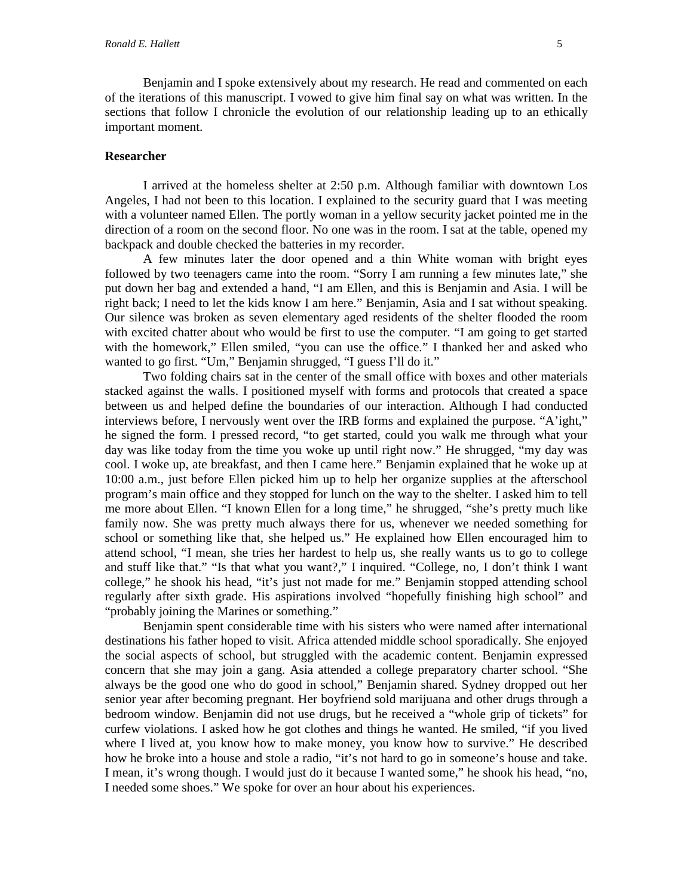Benjamin and I spoke extensively about my research. He read and commented on each of the iterations of this manuscript. I vowed to give him final say on what was written. In the sections that follow I chronicle the evolution of our relationship leading up to an ethically important moment.

## Researcher

I arrived at the homeless shelter at 2:50 p.m. Although familiar with downtown Los Angeles, I had not been to this location. I explained to the security guard that I was meeting with a volunteer named Ellen. The portly woman in a yellow security jacket pointed me in the direction of a room on the second floor. No one was in the room. I sat at the table, opened my backpack and double checked the batteries in my recorder.

A few minutes later the door opened and a thin White woman with bright eyes followed by two teenagers came into the room. "Sorry I am running a few minutes late," she put down her bag and extended a hand, "I am Ellen, and this is Benjamin and Asia. I will be right back; I need to let the kids know I am here." Benjamin, Asia and I sat without speaking. Our silence was broken as seven elementary aged residents of the shelter flooded the room with excited chatter about who would be first to use the computer. "I am going to get started with the homework," Ellen smiled, "you can use the office." I thanked her and asked who wanted to go first. "Um," Benjamin shrugged, "I guess I'll do it."

Two folding chairs sat in the center of the small office with boxes and other materials stacked against the walls. I positioned myself with forms and protocols that created a space between us and helped define the boundaries of our interaction. Although I had conducted interviews before, I nervously went over the IRB forms and explained the purpose. "A'ight," he signed the form. I pressed record, "to get started, could you walk me through what your day was like today from the time you woke up until right now." He shrugged, "my day was cool. I woke up, ate breakfast, and then I came here." Benjamin explained that he woke up at 10:00 a.m., just before Ellen picked him up to help her organize supplies at the afterschool program's main office and they stopped for lunch on the way to the shelter. I asked him to tell me more about Ellen. "I known Ellen for a long time," he shrugged, "she's pretty much like family now. She was pretty much always there for us, whenever we needed something for school or something like that, she helped us." He explained how Ellen encouraged him to attend school, "I mean, she tries her hardest to help us, she really wants us to go to college and stuff like that." "Is that what you want?," I inquired. "College, no, I don't think I want college," he shook his head, "it's just not made for me." Benjamin stopped attending school regularly after sixth grade. His aspirations involved "hopefully finishing high school" and "probably joining the Marines or something."

Benjamin spent considerable time with his sisters who were named after international destinations his father hoped to visit. Africa attended middle school sporadically. She enjoyed the social aspects of school, but struggled with the academic content. Benjamin expressed concern that she may join a gang. Asia attended a college preparatory charter school. "She always be the good one who do good in school," Benjamin shared. Sydney dropped out her senior year after becoming pregnant. Her boyfriend sold marijuana and other drugs through a bedroom window. Benjamin did not use drugs, but he received a "whole grip of tickets" for curfew violations. I asked how he got clothes and things he wanted. He smiled, "if you lived where I lived at, you know how to make money, you know how to survive." He described how he broke into a house and stole a radio, "it's not hard to go in someone's house and take. I mean, it's wrong though. I would just do it because I wanted some," he shook his head, "no, I needed some shoes." We spoke for over an hour about his experiences.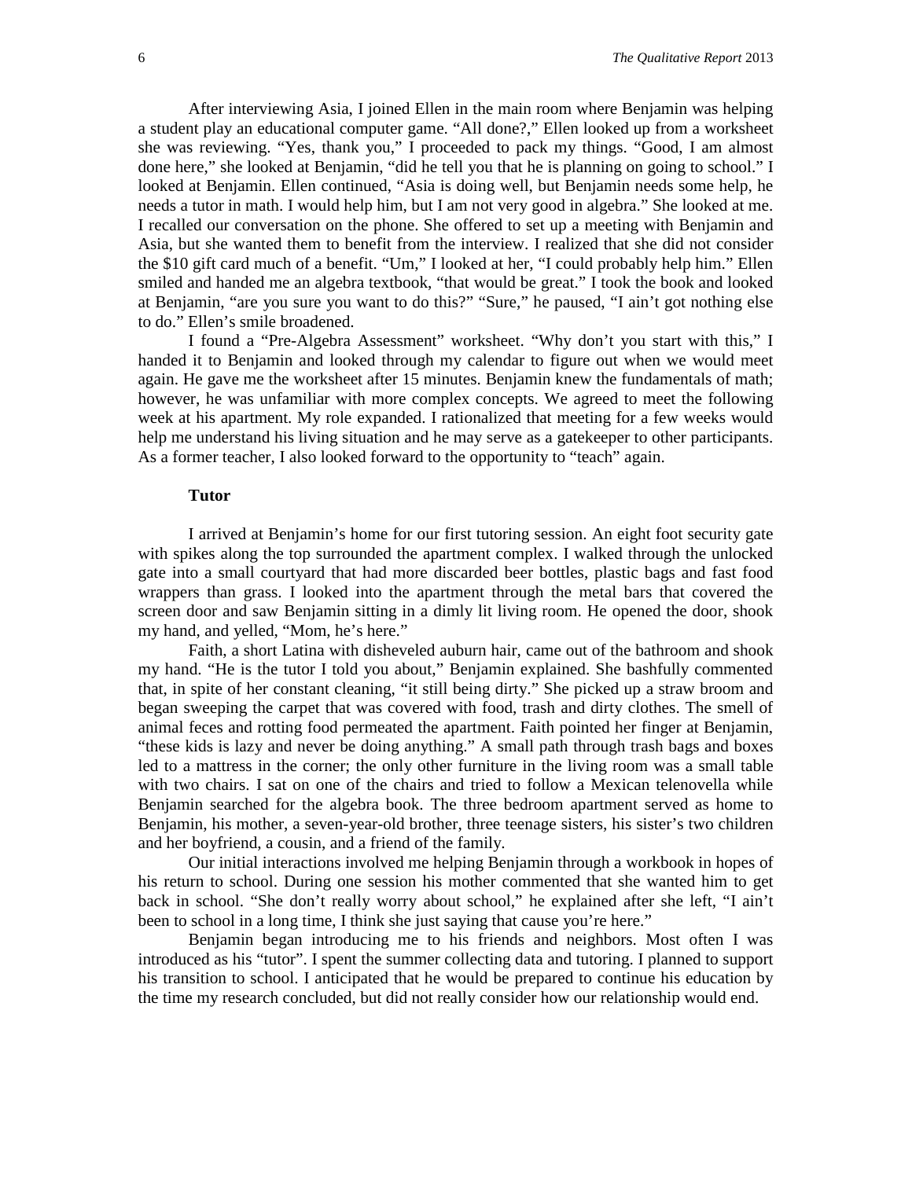After interviewing Asia, I joined Ellen in the main room where Benjamin was helping a student play an educational computer game. "All done?," Ellen looked up from a worksheet she was reviewing. "Yes, thank you," I proceeded to pack my things. "Good, I am almost done here," she looked at Benjamin, "did he tell you that he is planning on going to school." I looked at Benjamin. Ellen continued, "Asia is doing well, but Benjamin needs some help, he needs a tutor in math. I would help him, but I am not very good in algebra." She looked at me. I recalled our conversation on the phone. She offered to set up a meeting with Benjamin and Asia, but she wanted them to benefit from the interview. I realized that she did not consider the $10 gift card much of a benefit. "Um," I looked at her, "I could probably help him." Ellen smiled and handed me an algebra textbook, "that would be great." I took the book and looked at Benjamin, "are you sure you want to do this?" "Sure," he paused, "I ain't got nothing else to do." Ellen's smile broadened.

I found a "Pre-Algebra Assessment" worksheet. "Why don't you start with this," I handed it to Benjamin and looked through my calendar to figure out when we would meet again. He gave me the worksheet after 15 minutes. Benjamin knew the fundamentals of math; however, he was unfamiliar with more complex concepts. We agreed to meet the following week at his apartment. My role expanded. I rationalized that meeting for a few weeks would help me understand his living situation and he may serve as a gatekeeper to other participants. As a former teacher, I also looked forward to the opportunity to "teach" again.

### Tutor

I arrived at Benjamin's home for our first tutoring session. An eight foot security gate with spikes along the top surrounded the apartment complex. I walked through the unlocked gate into a small courtyard that had more discarded beer bottles, plastic bags and fast food wrappers than grass. I looked into the apartment through the metal bars that covered the screen door and saw Benjamin sitting in a dimly lit living room. He opened the door, shook my hand, and yelled, "Mom, he's here."

Faith, a short Latina with disheveled auburn hair, came out of the bathroom and shook my hand. "He is the tutor I told you about," Benjamin explained. She bashfully commented that, in spite of her constant cleaning, "it still being dirty." She picked up a straw broom and began sweeping the carpet that was covered with food, trash and dirty clothes. The smell of animal feces and rotting food permeated the apartment. Faith pointed her finger at Benjamin, "these kids is lazy and never be doing anything." A small path through trash bags and boxes led to a mattress in the corner; the only other furniture in the living room was a small table with two chairs. I sat on one of the chairs and tried to follow a Mexican telenovella while Benjamin searched for the algebra book. The three bedroom apartment served as home to Benjamin, his mother, a seven-year-old brother, three teenage sisters, his sister's two children and her boyfriend, a cousin, and a friend of the family.

Our initial interactions involved me helping Benjamin through a workbook in hopes of his return to school. During one session his mother commented that she wanted him to get back in school. "She don't really worry about school," he explained after she left, "I ain't been to school in a long time, I think she just saying that cause you're here."

Benjamin began introducing me to his friends and neighbors. Most often I was introduced as his "tutor". I spent the summer collecting data and tutoring. I planned to support his transition to school. I anticipated that he would be prepared to continue his education by the time my research concluded, but did not really consider how our relationship would end.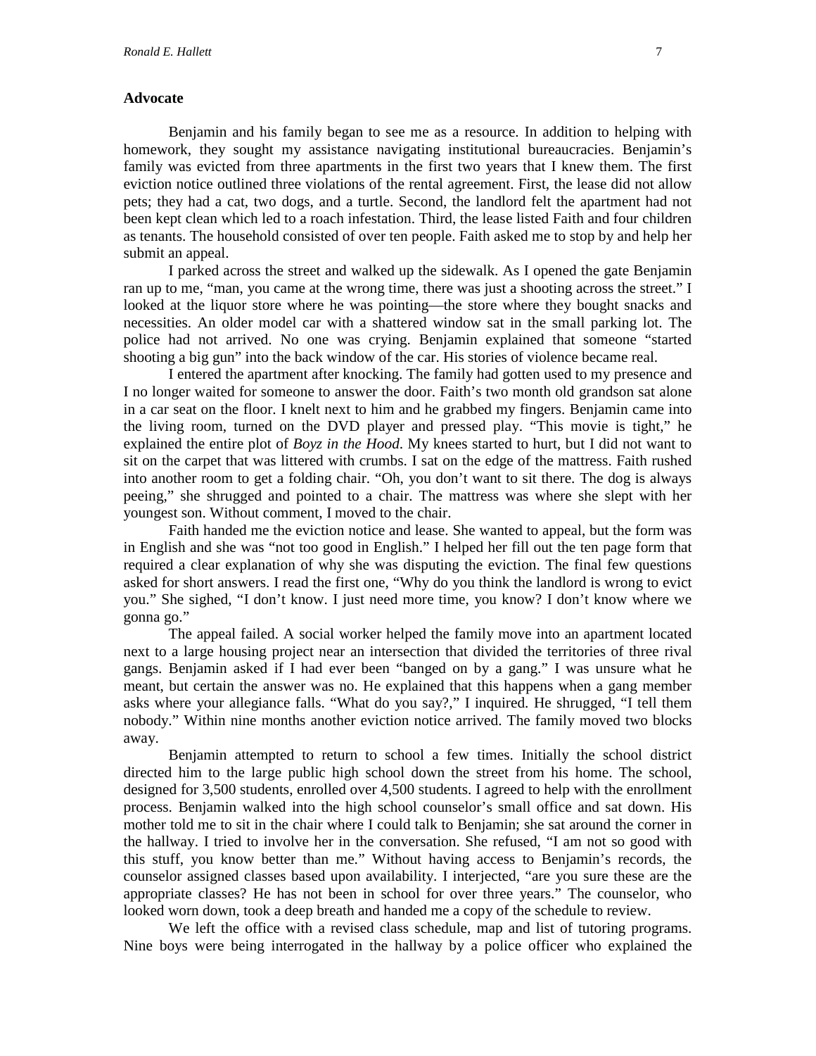### Advocate

Benjamin and his family began to see me as a resource. In addition to helping with homework, they sought my assistance navigating institutional bureaucracies. Benjamin's family was evicted from three apartments in the first two years that I knew them. The first eviction notice outlined three violations of the rental agreement. First, the lease did not allow pets; they had a cat, two dogs, and a turtle. Second, the landlord felt the apartment had not been kept clean which led to a roach infestation. Third, the lease listed Faith and four children as tenants. The household consisted of over ten people. Faith asked me to stop by and help her submit an appeal.

I parked across the street and walked up the sidewalk. As I opened the gate Benjamin ran up to me, "man, you came at the wrong time, there was just a shooting across the street." I looked at the liquor store where he was pointing—the store where they bought snacks and necessities. An older model car with a shattered window sat in the small parking lot. The police had not arrived. No one was crying. Benjamin explained that someone "started shooting a big gun" into the back window of the car. His stories of violence became real.

I entered the apartment after knocking. The family had gotten used to my presence and I no longer waited for someone to answer the door. Faith's two month old grandson sat alone in a car seat on the floor. I knelt next to him and he grabbed my fingers. Benjamin came into the living room, turned on the DVD player and pressed play. "This movie is tight," he explained the entire plot of *Boyz in the Hood*. My knees started to hurt, but I did not want to sit on the carpet that was littered with crumbs. I sat on the edge of the mattress. Faith rushed into another room to get a folding chair. "Oh, you don't want to sit there. The dog is always peeing," she shrugged and pointed to a chair. The mattress was where she slept with her youngest son. Without comment, I moved to the chair.

Faith handed me the eviction notice and lease. She wanted to appeal, but the form was in English and she was "not too good in English." I helped her fill out the ten page form that required a clear explanation of why she was disputing the eviction. The final few questions asked for short answers. I read the first one, "Why do you think the landlord is wrong to evict you." She sighed, "I don't know. I just need more time, you know? I don't know where we gonna go."

The appeal failed. A social worker helped the family move into an apartment located next to a large housing project near an intersection that divided the territories of three rival gangs. Benjamin asked if I had ever been "banged on by a gang." I was unsure what he meant, but certain the answer was no. He explained that this happens when a gang member asks where your allegiance falls. "What do you say?," I inquired. He shrugged, "I tell them nobody." Within nine months another eviction notice arrived. The family moved two blocks away.

Benjamin attempted to return to school a few times. Initially the school district directed him to the large public high school down the street from his home. The school, designed for 3,500 students, enrolled over 4,500 students. I agreed to help with the enrollment process. Benjamin walked into the high school counselor's small office and sat down. His mother told me to sit in the chair where I could talk to Benjamin; she sat around the corner in the hallway. I tried to involve her in the conversation. She refused, "I am not so good with this stuff, you know better than me." Without having access to Benjamin's records, the counselor assigned classes based upon availability. I interjected, "are you sure these are the appropriate classes? He has not been in school for over three years." The counselor, who looked worn down, took a deep breath and handed me a copy of the schedule to review.

We left the office with a revised class schedule, map and list of tutoring programs. Nine boys were being interrogated in the hallway by a police officer who explained the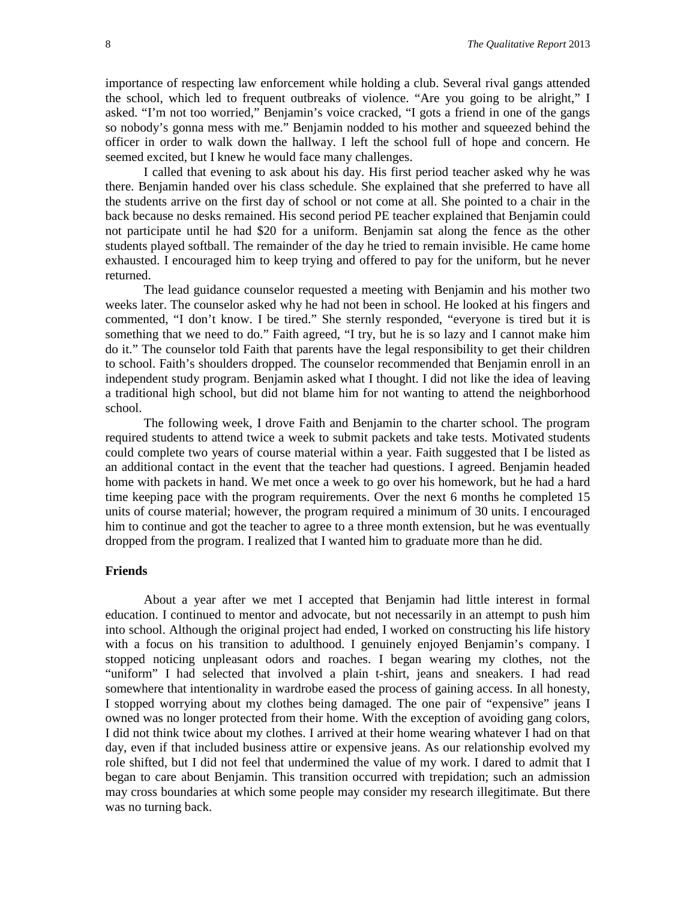importance of respecting law enforcement while holding a club. Several rival gangs attended the school, which led to frequent outbreaks of violence. "Are you going to be alright," I asked. "I'm not too worried," Benjamin's voice cracked, "I gots a friend in one of the gangs so nobody's gonna mess with me." Benjamin nodded to his mother and squeezed behind the officer in order to walk down the hallway. I left the school full of hope and concern. He seemed excited, but I knew he would face many challenges.

I called that evening to ask about his day. His first period teacher asked why he was there. Benjamin handed over his class schedule. She explained that she preferred to have all the students arrive on the first day of school or not come at all. She pointed to a chair in the back because no desks remained. His second period PE teacher explained that Benjamin could not participate until he had $20 for a uniform. Benjamin sat along the fence as the other students played softball. The remainder of the day he tried to remain invisible. He came home exhausted. I encouraged him to keep trying and offered to pay for the uniform, but he never returned.

The lead guidance counselor requested a meeting with Benjamin and his mother two weeks later. The counselor asked why he had not been in school. He looked at his fingers and commented, "I don't know. I be tired." She sternly responded, "everyone is tired but it is something that we need to do." Faith agreed, "I try, but he is so lazy and I cannot make him do it." The counselor told Faith that parents have the legal responsibility to get their children to school. Faith's shoulders dropped. The counselor recommended that Benjamin enroll in an independent study program. Benjamin asked what I thought. I did not like the idea of leaving a traditional high school, but did not blame him for not wanting to attend the neighborhood school.

The following week, I drove Faith and Benjamin to the charter school. The program required students to attend twice a week to submit packets and take tests. Motivated students could complete two years of course material within a year. Faith suggested that I be listed as an additional contact in the event that the teacher had questions. I agreed. Benjamin headed home with packets in hand. We met once a week to go over his homework, but he had a hard time keeping pace with the program requirements. Over the next 6 months he completed 15 units of course material; however, the program required a minimum of 30 units. I encouraged him to continue and got the teacher to agree to a three month extension, but he was eventually dropped from the program. I realized that I wanted him to graduate more than he did.

### Friends

About a year after we met I accepted that Benjamin had little interest in formal education. I continued to mentor and advocate, but not necessarily in an attempt to push him into school. Although the original project had ended, I worked on constructing his life history with a focus on his transition to adulthood. I genuinely enjoyed Benjamin's company. I stopped noticing unpleasant odors and roaches. I began wearing my clothes, not the "uniform" I had selected that involved a plain t-shirt, jeans and sneakers. I had read somewhere that intentionality in wardrobe eased the process of gaining access. In all honesty, I stopped worrying about my clothes being damaged. The one pair of "expensive" jeans I owned was no longer protected from their home. With the exception of avoiding gang colors, I did not think twice about my clothes. I arrived at their home wearing whatever I had on that day, even if that included business attire or expensive jeans. As our relationship evolved my role shifted, but I did not feel that undermined the value of my work. I dared to admit that I began to care about Benjamin. This transition occurred with trepidation; such an admission may cross boundaries at which some people may consider my research illegitimate. But there was no turning back.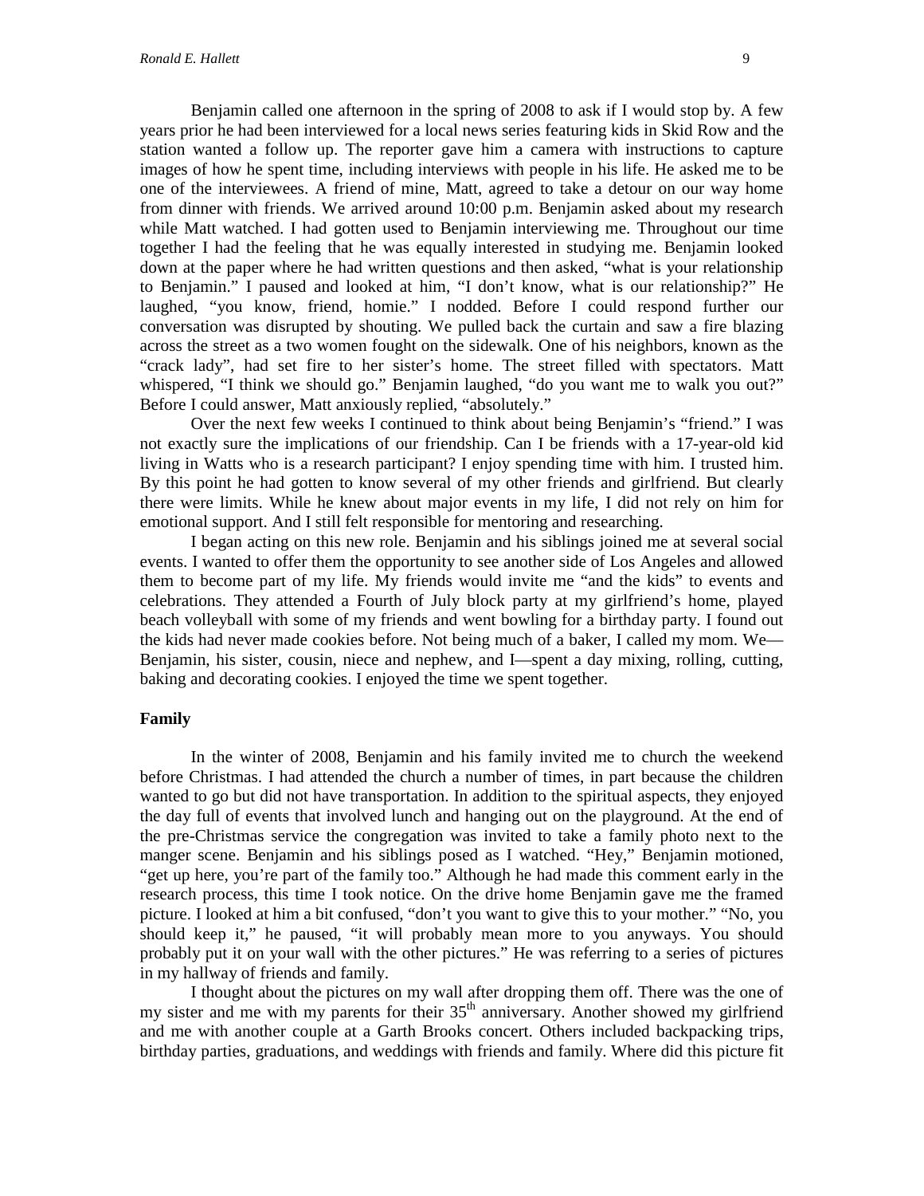Benjamin called one afternoon in the spring of 2008 to ask if I would stop by. A few years prior he had been interviewed for a local news series featuring kids in Skid Row and the station wanted a follow up. The reporter gave him a camera with instructions to capture images of how he spent time, including interviews with people in his life. He asked me to be one of the interviewees. A friend of mine, Matt, agreed to take a detour on our way home from dinner with friends. We arrived around 10:00 p.m. Benjamin asked about my research while Matt watched. I had gotten used to Benjamin interviewing me. Throughout our time together I had the feeling that he was equally interested in studying me. Benjamin looked down at the paper where he had written questions and then asked, "what is your relationship to Benjamin." I paused and looked at him, "I don't know, what is our relationship?" He laughed, "you know, friend, homie." I nodded. Before I could respond further our conversation was disrupted by shouting. We pulled back the curtain and saw a fire blazing across the street as a two women fought on the sidewalk. One of his neighbors, known as the "crack lady", had set fire to her sister's home. The street filled with spectators. Matt whispered, "I think we should go." Benjamin laughed, "do you want me to walk you out?" Before I could answer, Matt anxiously replied, "absolutely."

Over the next few weeks I continued to think about being Benjamin's "friend." I was not exactly sure the implications of our friendship. Can I be friends with a 17-year-old kid living in Watts who is a research participant? I enjoy spending time with him. I trusted him. By this point he had gotten to know several of my other friends and girlfriend. But clearly there were limits. While he knew about major events in my life, I did not rely on him for emotional support. And I still felt responsible for mentoring and researching.

I began acting on this new role. Benjamin and his siblings joined me at several social events. I wanted to offer them the opportunity to see another side of Los Angeles and allowed them to become part of my life. My friends would invite me "and the kids" to events and celebrations. They attended a Fourth of July block party at my girlfriend's home, played beach volleyball with some of my friends and went bowling for a birthday party. I found out the kids had never made cookies before. Not being much of a baker, I called my mom. We—Benjamin, his sister, cousin, niece and nephew, and I—spent a day mixing, rolling, cutting, baking and decorating cookies. I enjoyed the time we spent together.

### Family

In the winter of 2008, Benjamin and his family invited me to church the weekend before Christmas. I had attended the church a number of times, in part because the children wanted to go but did not have transportation. In addition to the spiritual aspects, they enjoyed the day full of events that involved lunch and hanging out on the playground. At the end of the pre-Christmas service the congregation was invited to take a family photo next to the manger scene. Benjamin and his siblings posed as I watched. "Hey," Benjamin motioned, "get up here, you're part of the family too." Although he had made this comment early in the research process, this time I took notice. On the drive home Benjamin gave me the framed picture. I looked at him a bit confused, "don't you want to give this to your mother." "No, you should keep it," he paused, "it will probably mean more to you anyways. You should probably put it on your wall with the other pictures." He was referring to a series of pictures in my hallway of friends and family.

I thought about the pictures on my wall after dropping them off. There was the one of my sister and me with my parents for their 35th anniversary. Another showed my girlfriend and me with another couple at a Garth Brooks concert. Others included backpacking trips, birthday parties, graduations, and weddings with friends and family. Where did this picture fit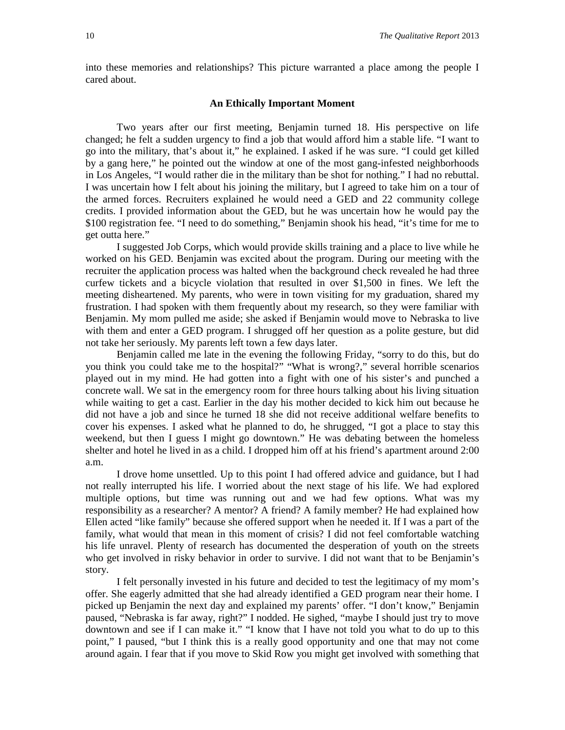into these memories and relationships? This picture warranted a place among the people I cared about.

## An Ethically Important Moment

Two years after our first meeting, Benjamin turned 18. His perspective on life changed; he felt a sudden urgency to find a job that would afford him a stable life. "I want to go into the military, that's about it," he explained. I asked if he was sure. "I could get killed by a gang here," he pointed out the window at one of the most gang-infested neighborhoods in Los Angeles, "I would rather die in the military than be shot for nothing." I had no rebuttal. I was uncertain how I felt about his joining the military, but I agreed to take him on a tour of the armed forces. Recruiters explained he would need a GED and 22 community college credits. I provided information about the GED, but he was uncertain how he would pay the $100 registration fee. "I need to do something," Benjamin shook his head, "it's time for me to get outta here."

I suggested Job Corps, which would provide skills training and a place to live while he worked on his GED. Benjamin was excited about the program. During our meeting with the recruiter the application process was halted when the background check revealed he had three curfew tickets and a bicycle violation that resulted in over $1,500 in fines. We left the meeting disheartened. My parents, who were in town visiting for my graduation, shared my frustration. I had spoken with them frequently about my research, so they were familiar with Benjamin. My mom pulled me aside; she asked if Benjamin would move to Nebraska to live with them and enter a GED program. I shrugged off her question as a polite gesture, but did not take her seriously. My parents left town a few days later.

Benjamin called me late in the evening the following Friday, "sorry to do this, but do you think you could take me to the hospital?" "What is wrong?," several horrible scenarios played out in my mind. He had gotten into a fight with one of his sister's and punched a concrete wall. We sat in the emergency room for three hours talking about his living situation while waiting to get a cast. Earlier in the day his mother decided to kick him out because he did not have a job and since he turned 18 she did not receive additional welfare benefits to cover his expenses. I asked what he planned to do, he shrugged, "I got a place to stay this weekend, but then I guess I might go downtown." He was debating between the homeless shelter and hotel he lived in as a child. I dropped him off at his friend's apartment around 2:00 a.m.

I drove home unsettled. Up to this point I had offered advice and guidance, but I had not really interrupted his life. I worried about the next stage of his life. We had explored multiple options, but time was running out and we had few options. What was my responsibility as a researcher? A mentor? A friend? A family member? He had explained how Ellen acted "like family" because she offered support when he needed it. If I was a part of the family, what would that mean in this moment of crisis? I did not feel comfortable watching his life unravel. Plenty of research has documented the desperation of youth on the streets who get involved in risky behavior in order to survive. I did not want that to be Benjamin's story.

I felt personally invested in his future and decided to test the legitimacy of my mom's offer. She eagerly admitted that she had already identified a GED program near their home. I picked up Benjamin the next day and explained my parents' offer. "I don't know," Benjamin paused, "Nebraska is far away, right?" I nodded. He sighed, "maybe I should just try to move downtown and see if I can make it." "I know that I have not told you what to do up to this point," I paused, "but I think this is a really good opportunity and one that may not come around again. I fear that if you move to Skid Row you might get involved with something that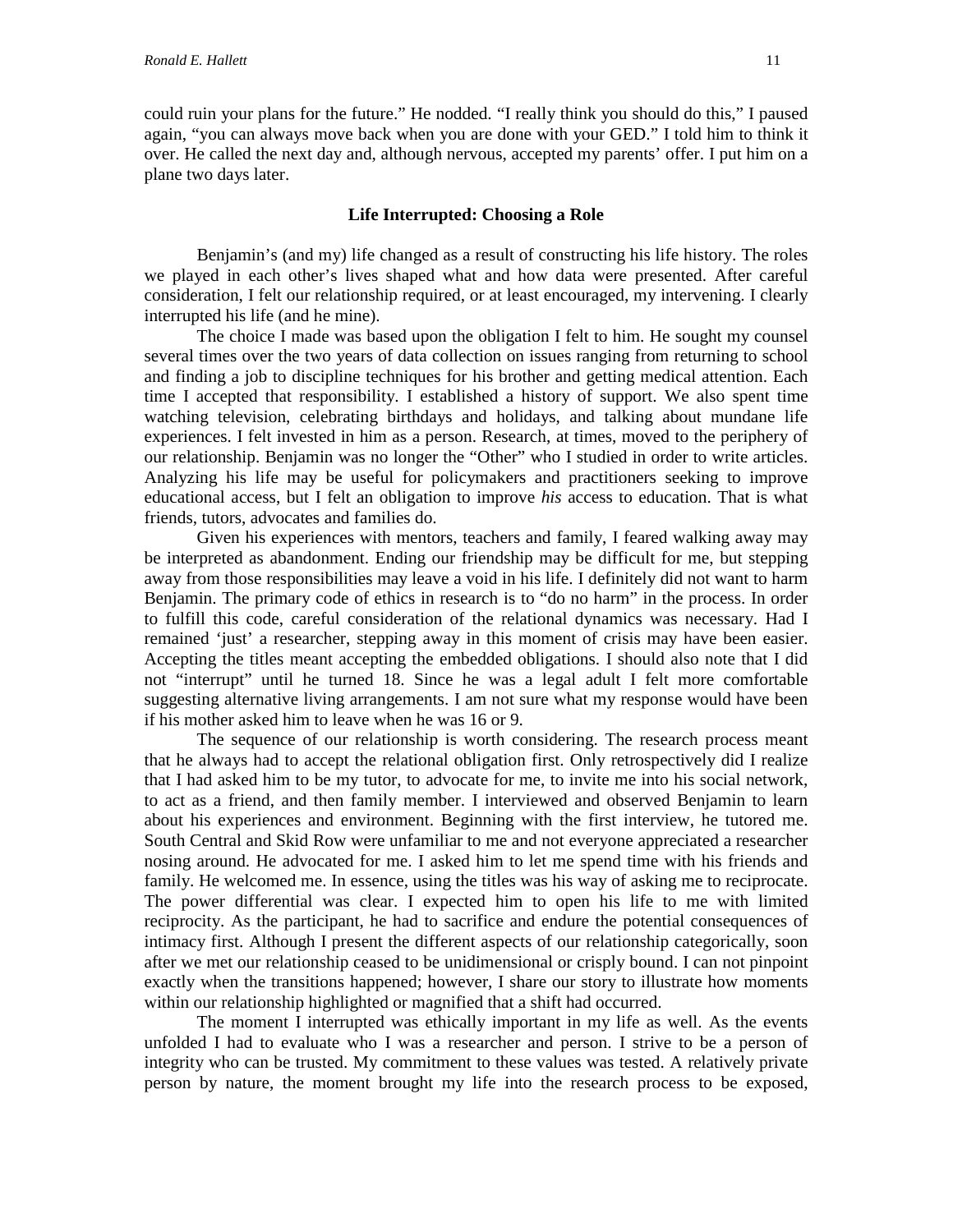could ruin your plans for the future." He nodded. "I really think you should do this," I paused again, "you can always move back when you are done with your GED." I told him to think it over. He called the next day and, although nervous, accepted my parents' offer. I put him on a plane two days later.

### Life Interrupted: Choosing a Role

Benjamin's (and my) life changed as a result of constructing his life history. The roles we played in each other's lives shaped what and how data were presented. After careful consideration, I felt our relationship required, or at least encouraged, my intervening. I clearly interrupted his life (and he mine).

The choice I made was based upon the obligation I felt to him. He sought my counsel several times over the two years of data collection on issues ranging from returning to school and finding a job to discipline techniques for his brother and getting medical attention. Each time I accepted that responsibility. I established a history of support. We also spent time watching television, celebrating birthdays and holidays, and talking about mundane life experiences. I felt invested in him as a person. Research, at times, moved to the periphery of our relationship. Benjamin was no longer the "Other" who I studied in order to write articles. Analyzing his life may be useful for policymakers and practitioners seeking to improve educational access, but I felt an obligation to improve *his* access to education. That is what friends, tutors, advocates and families do.

Given his experiences with mentors, teachers and family, I feared walking away may be interpreted as abandonment. Ending our friendship may be difficult for me, but stepping away from those responsibilities may leave a void in his life. I definitely did not want to harm Benjamin. The primary code of ethics in research is to "do no harm" in the process. In order to fulfill this code, careful consideration of the relational dynamics was necessary. Had I remained 'just' a researcher, stepping away in this moment of crisis may have been easier. Accepting the titles meant accepting the embedded obligations. I should also note that I did not "interrupt" until he turned 18. Since he was a legal adult I felt more comfortable suggesting alternative living arrangements. I am not sure what my response would have been if his mother asked him to leave when he was 16 or 9.

The sequence of our relationship is worth considering. The research process meant that he always had to accept the relational obligation first. Only retrospectively did I realize that I had asked him to be my tutor, to advocate for me, to invite me into his social network, to act as a friend, and then family member. I interviewed and observed Benjamin to learn about his experiences and environment. Beginning with the first interview, he tutored me. South Central and Skid Row were unfamiliar to me and not everyone appreciated a researcher nosing around. He advocated for me. I asked him to let me spend time with his friends and family. He welcomed me. In essence, using the titles was his way of asking me to reciprocate. The power differential was clear. I expected him to open his life to me with limited reciprocity. As the participant, he had to sacrifice and endure the potential consequences of intimacy first. Although I present the different aspects of our relationship categorically, soon after we met our relationship ceased to be unidimensional or crisply bound. I can not pinpoint exactly when the transitions happened; however, I share our story to illustrate how moments within our relationship highlighted or magnified that a shift had occurred.

The moment I interrupted was ethically important in my life as well. As the events unfolded I had to evaluate who I was a researcher and person. I strive to be a person of integrity who can be trusted. My commitment to these values was tested. A relatively private person by nature, the moment brought my life into the research process to be exposed,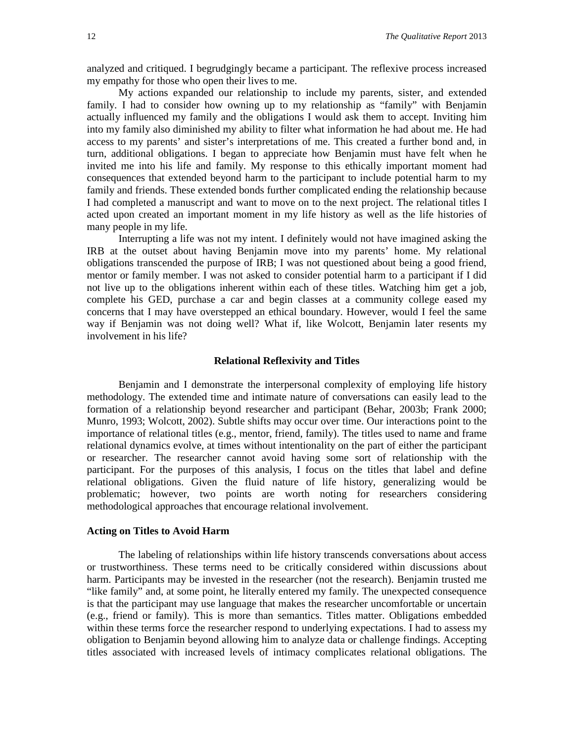analyzed and critiqued. I begrudgingly became a participant. The reflexive process increased my empathy for those who open their lives to me.

My actions expanded our relationship to include my parents, sister, and extended family. I had to consider how owning up to my relationship as "family" with Benjamin actually influenced my family and the obligations I would ask them to accept. Inviting him into my family also diminished my ability to filter what information he had about me. He had access to my parents' and sister's interpretations of me. This created a further bond and, in turn, additional obligations. I began to appreciate how Benjamin must have felt when he invited me into his life and family. My response to this ethically important moment had consequences that extended beyond harm to the participant to include potential harm to my family and friends. These extended bonds further complicated ending the relationship because I had completed a manuscript and want to move on to the next project. The relational titles I acted upon created an important moment in my life history as well as the life histories of many people in my life.

Interrupting a life was not my intent. I definitely would not have imagined asking the IRB at the outset about having Benjamin move into my parents' home. My relational obligations transcended the purpose of IRB; I was not questioned about being a good friend, mentor or family member. I was not asked to consider potential harm to a participant if I did not live up to the obligations inherent within each of these titles. Watching him get a job, complete his GED, purchase a car and begin classes at a community college eased my concerns that I may have overstepped an ethical boundary. However, would I feel the same way if Benjamin was not doing well? What if, like Wolcott, Benjamin later resents my involvement in his life?

## Relational Reflexivity and Titles

Benjamin and I demonstrate the interpersonal complexity of employing life history methodology. The extended time and intimate nature of conversations can easily lead to the formation of a relationship beyond researcher and participant (Behar, 2003b; Frank 2000; Munro, 1993; Wolcott, 2002). Subtle shifts may occur over time. Our interactions point to the importance of relational titles (e.g., mentor, friend, family). The titles used to name and frame relational dynamics evolve, at times without intentionality on the part of either the participant or researcher. The researcher cannot avoid having some sort of relationship with the participant. For the purposes of this analysis, I focus on the titles that label and define relational obligations. Given the fluid nature of life history, generalizing would be problematic; however, two points are worth noting for researchers considering methodological approaches that encourage relational involvement.

### Acting on Titles to Avoid Harm

The labeling of relationships within life history transcends conversations about access or trustworthiness. These terms need to be critically considered within discussions about harm. Participants may be invested in the researcher (not the research). Benjamin trusted me "like family" and, at some point, he literally entered my family. The unexpected consequence is that the participant may use language that makes the researcher uncomfortable or uncertain (e.g., friend or family). This is more than semantics. Titles matter. Obligations embedded within these terms force the researcher respond to underlying expectations. I had to assess my obligation to Benjamin beyond allowing him to analyze data or challenge findings. Accepting titles associated with increased levels of intimacy complicates relational obligations. The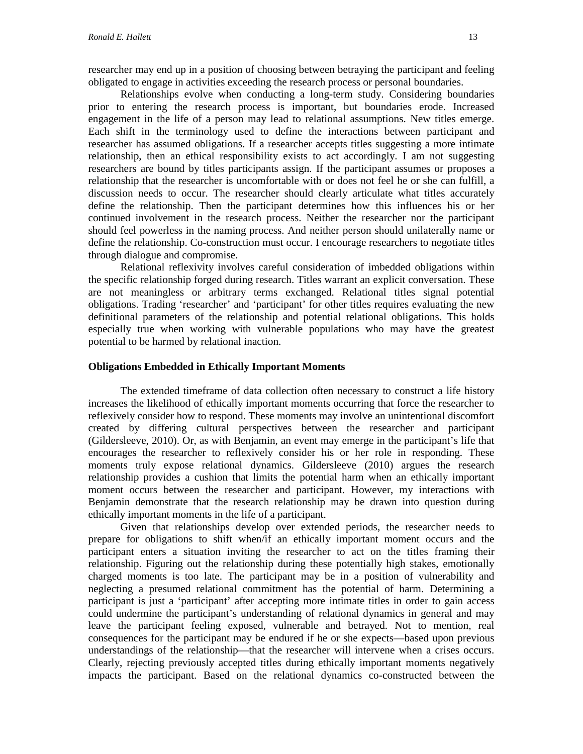researcher may end up in a position of choosing between betraying the participant and feeling obligated to engage in activities exceeding the research process or personal boundaries.

Relationships evolve when conducting a long-term study. Considering boundaries prior to entering the research process is important, but boundaries erode. Increased engagement in the life of a person may lead to relational assumptions. New titles emerge. Each shift in the terminology used to define the interactions between participant and researcher has assumed obligations. If a researcher accepts titles suggesting a more intimate relationship, then an ethical responsibility exists to act accordingly. I am not suggesting researchers are bound by titles participants assign. If the participant assumes or proposes a relationship that the researcher is uncomfortable with or does not feel he or she can fulfill, a discussion needs to occur. The researcher should clearly articulate what titles accurately define the relationship. Then the participant determines how this influences his or her continued involvement in the research process. Neither the researcher nor the participant should feel powerless in the naming process. And neither person should unilaterally name or define the relationship. Co-construction must occur. I encourage researchers to negotiate titles through dialogue and compromise.

Relational reflexivity involves careful consideration of imbedded obligations within the specific relationship forged during research. Titles warrant an explicit conversation. These are not meaningless or arbitrary terms exchanged. Relational titles signal potential obligations. Trading 'researcher' and 'participant' for other titles requires evaluating the new definitional parameters of the relationship and potential relational obligations. This holds especially true when working with vulnerable populations who may have the greatest potential to be harmed by relational inaction.

### Obligations Embedded in Ethically Important Moments

The extended timeframe of data collection often necessary to construct a life history increases the likelihood of ethically important moments occurring that force the researcher to reflexively consider how to respond. These moments may involve an unintentional discomfort created by differing cultural perspectives between the researcher and participant (Gildersleeve, 2010). Or, as with Benjamin, an event may emerge in the participant's life that encourages the researcher to reflexively consider his or her role in responding. These moments truly expose relational dynamics. Gildersleeve (2010) argues the research relationship provides a cushion that limits the potential harm when an ethically important moment occurs between the researcher and participant. However, my interactions with Benjamin demonstrate that the research relationship may be drawn into question during ethically important moments in the life of a participant.

Given that relationships develop over extended periods, the researcher needs to prepare for obligations to shift when/if an ethically important moment occurs and the participant enters a situation inviting the researcher to act on the titles framing their relationship. Figuring out the relationship during these potentially high stakes, emotionally charged moments is too late. The participant may be in a position of vulnerability and neglecting a presumed relational commitment has the potential of harm. Determining a participant is just a 'participant' after accepting more intimate titles in order to gain access could undermine the participant's understanding of relational dynamics in general and may leave the participant feeling exposed, vulnerable and betrayed. Not to mention, real consequences for the participant may be endured if he or she expects—based upon previous understandings of the relationship—that the researcher will intervene when a crises occurs. Clearly, rejecting previously accepted titles during ethically important moments negatively impacts the participant. Based on the relational dynamics co-constructed between the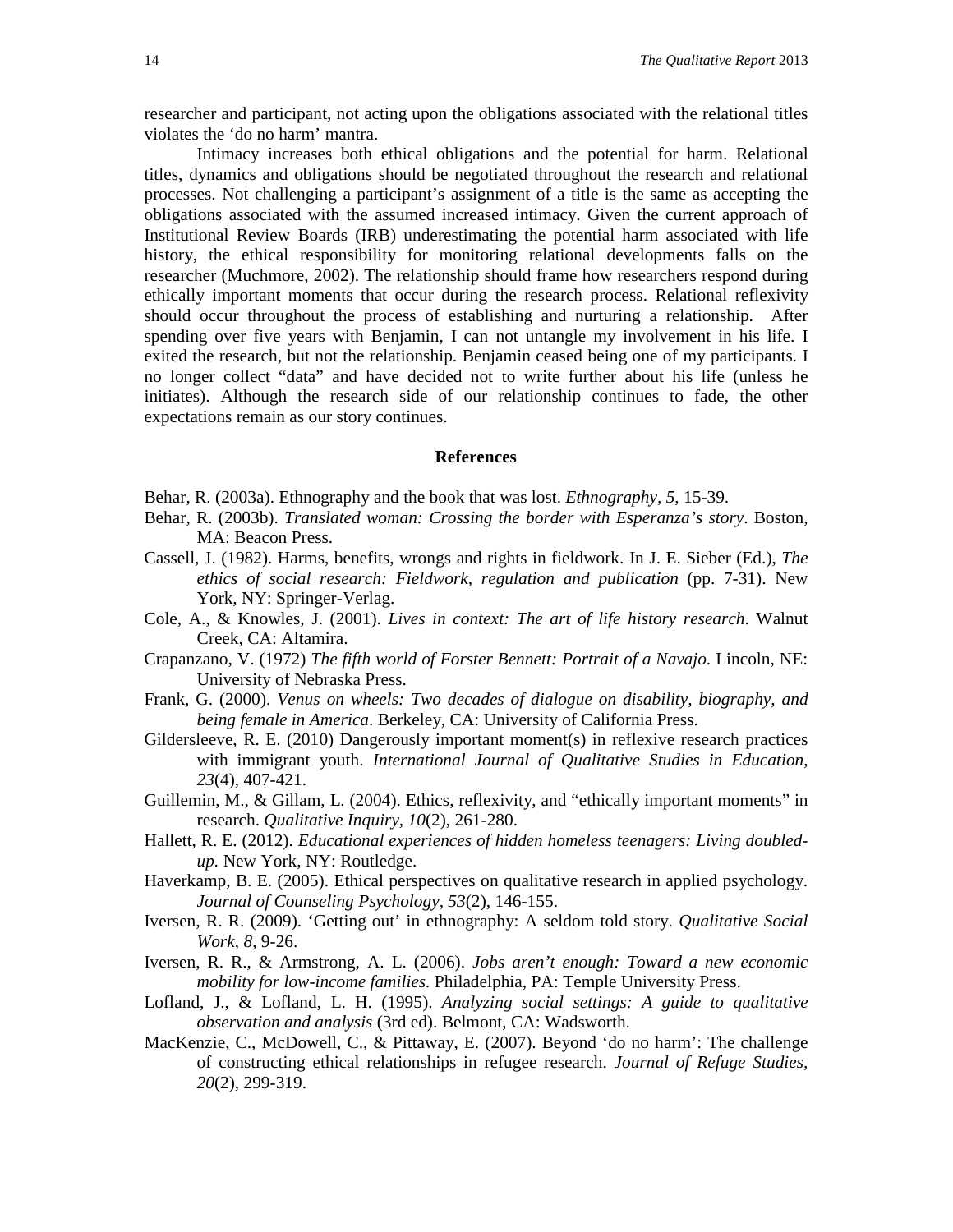researcher and participant, not acting upon the obligations associated with the relational titles violates the 'do no harm' mantra.

Intimacy increases both ethical obligations and the potential for harm. Relational titles, dynamics and obligations should be negotiated throughout the research and relational processes. Not challenging a participant's assignment of a title is the same as accepting the obligations associated with the assumed increased intimacy. Given the current approach of Institutional Review Boards (IRB) underestimating the potential harm associated with life history, the ethical responsibility for monitoring relational developments falls on the researcher (Muchmore, 2002). The relationship should frame how researchers respond during ethically important moments that occur during the research process. Relational reflexivity should occur throughout the process of establishing and nurturing a relationship. After spending over five years with Benjamin, I can not untangle my involvement in his life. I exited the research, but not the relationship. Benjamin ceased being one of my participants. I no longer collect "data" and have decided not to write further about his life (unless he initiates). Although the research side of our relationship continues to fade, the other expectations remain as our story continues.

## References

Behar, R. (2003a). Ethnography and the book that was lost. *Ethnography, 5*, 15-39.

Behar, R. (2003b). *Translated woman: Crossing the border with Esperanza's story*. Boston, MA: Beacon Press.

Cassell, J. (1982). Harms, benefits, wrongs and rights in fieldwork. In J. E. Sieber (Ed.), *The ethics of social research: Fieldwork, regulation and publication* (pp. 7-31). New York, NY: Springer-Verlag.

Cole, A., & Knowles, J. (2001). *Lives in context: The art of life history research*. Walnut Creek, CA: Altamira.

Crapanzano, V. (1972) *The fifth world of Forster Bennett: Portrait of a Navajo*. Lincoln, NE: University of Nebraska Press.

Frank, G. (2000). *Venus on wheels: Two decades of dialogue on disability, biography, and being female in America*. Berkeley, CA: University of California Press.

Gildersleeve, R. E. (2010) Dangerously important moment(s) in reflexive research practices with immigrant youth. *International Journal of Qualitative Studies in Education, 23*(4), 407-421.

Guillemin, M., & Gillam, L. (2004). Ethics, reflexivity, and "ethically important moments" in research. *Qualitative Inquiry*, *10*(2), 261-280.

Hallett, R. E. (2012). *Educational experiences of hidden homeless teenagers: Living doubled-up.* New York, NY: Routledge.

Haverkamp, B. E. (2005). Ethical perspectives on qualitative research in applied psychology. *Journal of Counseling Psychology, 53*(2), 146-155.

Iversen, R. R. (2009). 'Getting out' in ethnography: A seldom told story. *Qualitative Social Work*, *8*, 9-26.

Iversen, R. R., & Armstrong, A. L. (2006). *Jobs aren't enough: Toward a new economic mobility for low-income families.* Philadelphia, PA: Temple University Press.

Lofland, J., & Lofland, L. H. (1995). *Analyzing social settings: A guide to qualitative observation and analysis* (3rd ed). Belmont, CA: Wadsworth.

MacKenzie, C., McDowell, C., & Pittaway, E. (2007). Beyond 'do no harm': The challenge of constructing ethical relationships in refugee research. *Journal of Refuge Studies*, *20*(2), 299-319.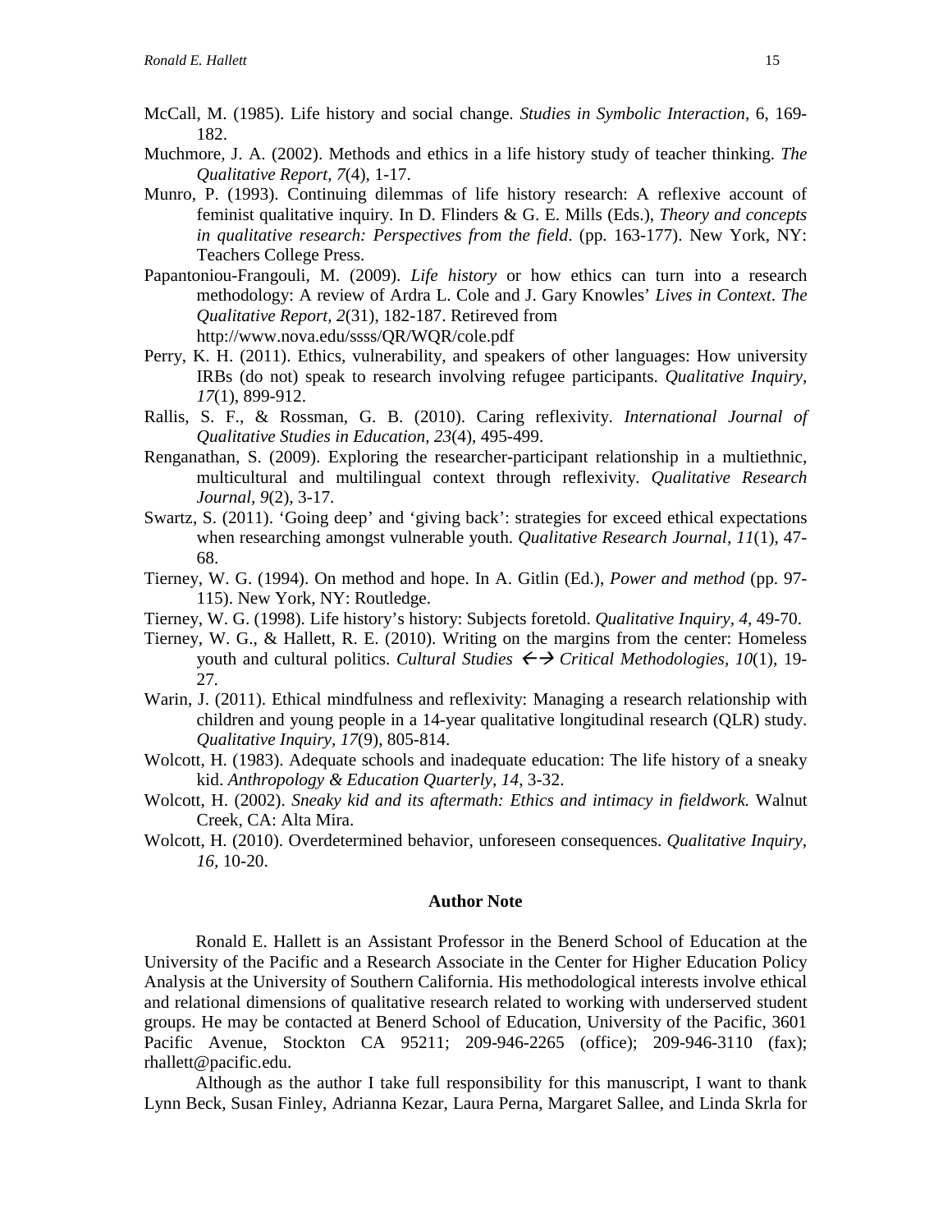McCall, M. (1985). Life history and social change. *Studies in Symbolic Interaction*, 6, 169-182.

Muchmore, J. A. (2002). Methods and ethics in a life history study of teacher thinking. *The Qualitative Report*, *7*(4), 1-17.

Munro, P. (1993). Continuing dilemmas of life history research: A reflexive account of feminist qualitative inquiry. In D. Flinders & G. E. Mills (Eds.), *Theory and concepts in qualitative research: Perspectives from the field*. (pp. 163-177). New York, NY: Teachers College Press.

Papantoniou-Frangouli, M. (2009). *Life history* or how ethics can turn into a research methodology: A review of Ardra L. Cole and J. Gary Knowles' *Lives in Context*. *The Qualitative Report*, *2*(31), 182-187. Retrieved from http://www.nova.edu/ssss/QR/WQR/cole.pdf

Perry, K. H. (2011). Ethics, vulnerability, and speakers of other languages: How university IRBs (do not) speak to research involving refugee participants. *Qualitative Inquiry, 17*(1), 899-912.

Rallis, S. F., & Rossman, G. B. (2010). Caring reflexivity. *International Journal of Qualitative Studies in Education, 23*(4), 495-499.

Renganathan, S. (2009). Exploring the researcher-participant relationship in a multiethnic, multicultural and multilingual context through reflexivity. *Qualitative Research Journal, 9*(2), 3-17.

Swartz, S. (2011). 'Going deep' and 'giving back': strategies for exceed ethical expectations when researching amongst vulnerable youth. *Qualitative Research Journal, 11*(1), 47-68.

Tierney, W. G. (1994). On method and hope. In A. Gitlin (Ed.), *Power and method* (pp. 97-115). New York, NY: Routledge.

Tierney, W. G. (1998). Life history's history: Subjects foretold. *Qualitative Inquiry, 4*, 49-70.

Tierney, W. G., & Hallett, R. E. (2010). Writing on the margins from the center: Homeless youth and cultural politics. *Cultural Studies ←→ Critical Methodologies, 10*(1), 19-27.

Warin, J. (2011). Ethical mindfulness and reflexivity: Managing a research relationship with children and young people in a 14-year qualitative longitudinal research (QLR) study. *Qualitative Inquiry, 17*(9), 805-814.

Wolcott, H. (1983). Adequate schools and inadequate education: The life history of a sneaky kid. *Anthropology & Education Quarterly, 14*, 3-32.

Wolcott, H. (2002). *Sneaky kid and its aftermath: Ethics and intimacy in fieldwork.* Walnut Creek, CA: Alta Mira.

Wolcott, H. (2010). Overdetermined behavior, unforeseen consequences. *Qualitative Inquiry, 16*, 10-20.

## Author Note

Ronald E. Hallett is an Assistant Professor in the Benerd School of Education at the University of the Pacific and a Research Associate in the Center for Higher Education Policy Analysis at the University of Southern California. His methodological interests involve ethical and relational dimensions of qualitative research related to working with underserved student groups. He may be contacted at Benerd School of Education, University of the Pacific, 3601 Pacific Avenue, Stockton CA 95211; 209-946-2265 (office); 209-946-3110 (fax); rhallett@pacific.edu.

Although as the author I take full responsibility for this manuscript, I want to thank Lynn Beck, Susan Finley, Adrianna Kezar, Laura Perna, Margaret Sallee, and Linda Skrla for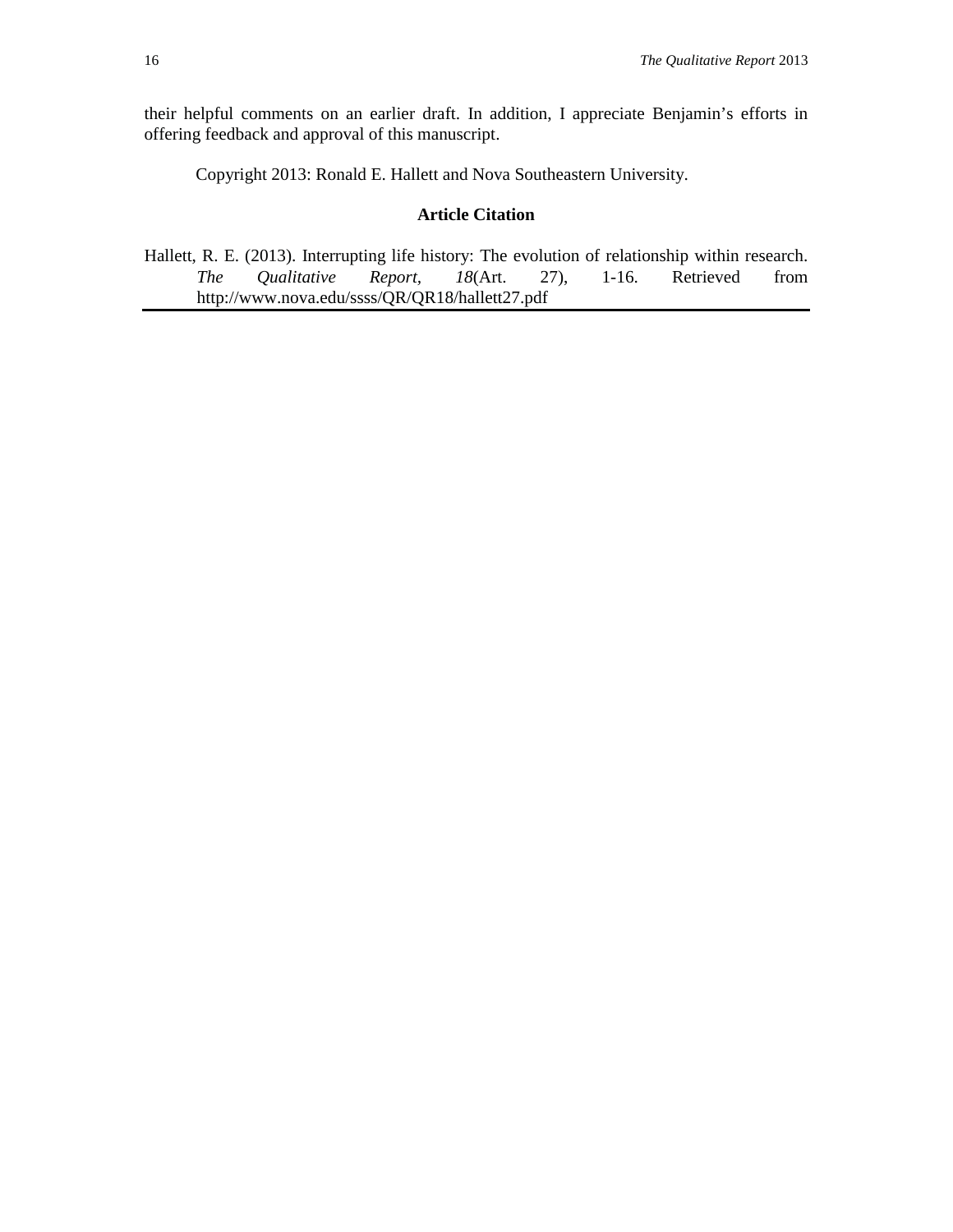their helpful comments on an earlier draft. In addition, I appreciate Benjamin's efforts in offering feedback and approval of this manuscript.

Copyright 2013: Ronald E. Hallett and Nova Southeastern University.

## Article Citation

Hallett, R. E. (2013). Interrupting life history: The evolution of relationship within research. *The Qualitative Report, 18*(Art. 27), 1-16. Retrieved from http://www.nova.edu/ssss/QR/QR18/hallett27.pdf